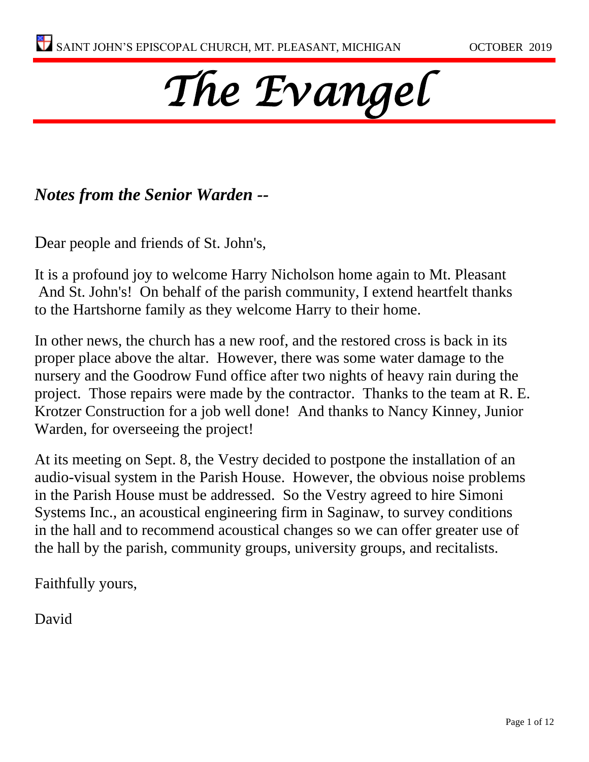SAINT JOHN'S EPISCOPAL CHURCH, MT. PLEASANT, MICHIGAN OCTOBER 2019

# *The Evangel*

## *Notes from the Senior Warden --*

Dear people and friends of St. John's,

It is a profound joy to welcome Harry Nicholson home again to Mt. Pleasant And St. John's! On behalf of the parish community, I extend heartfelt thanks to the Hartshorne family as they welcome Harry to their home.

In other news, the church has a new roof, and the restored cross is back in its proper place above the altar. However, there was some water damage to the nursery and the Goodrow Fund office after two nights of heavy rain during the project. Those repairs were made by the contractor. Thanks to the team at R. E. Krotzer Construction for a job well done! And thanks to Nancy Kinney, Junior Warden, for overseeing the project!

At its meeting on Sept. 8, the Vestry decided to postpone the installation of an audio-visual system in the Parish House. However, the obvious noise problems in the Parish House must be addressed. So the Vestry agreed to hire Simoni Systems Inc., an acoustical engineering firm in Saginaw, to survey conditions in the hall and to recommend acoustical changes so we can offer greater use of the hall by the parish, community groups, university groups, and recitalists.

Faithfully yours,

David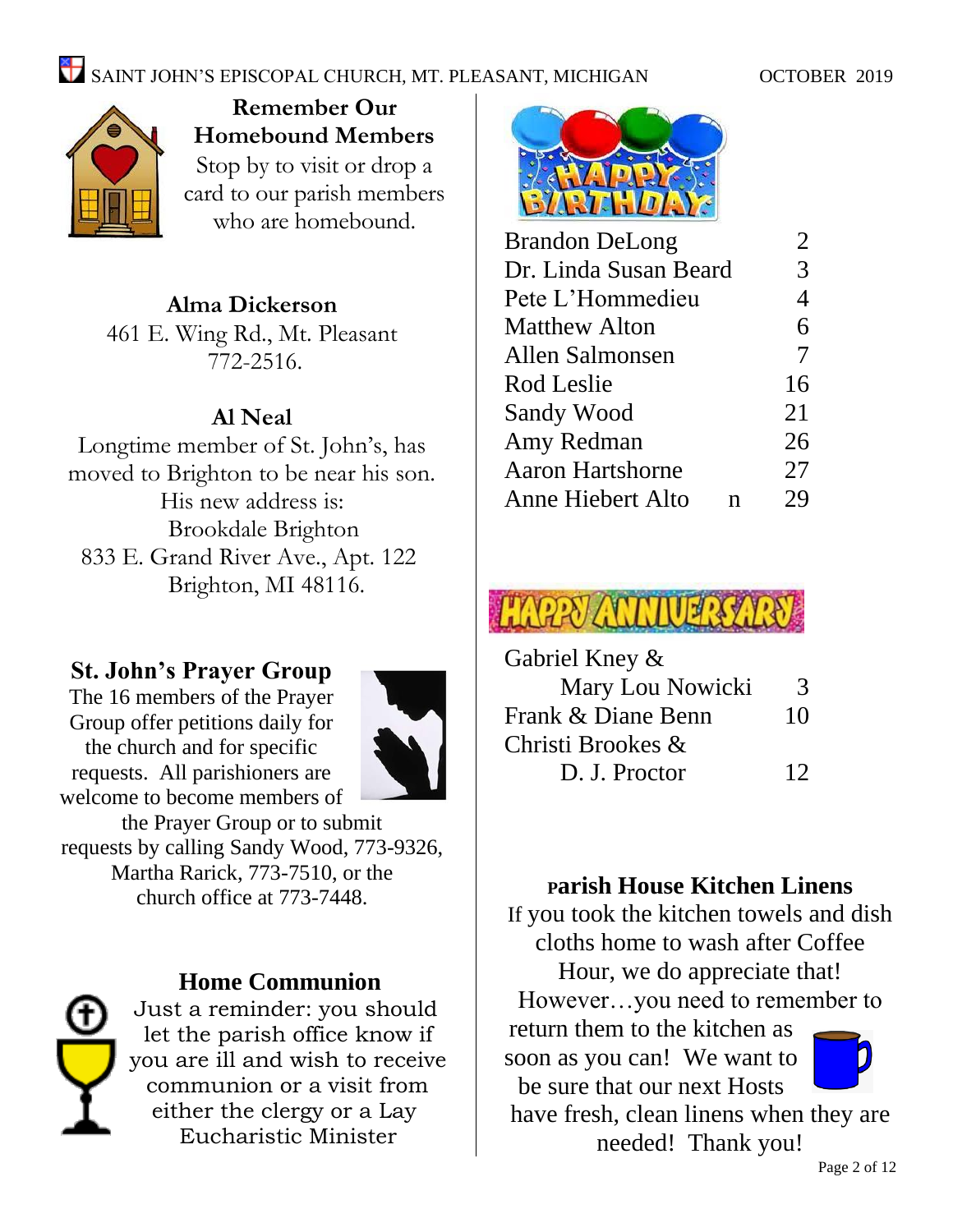## Remember Our Homebound Members

Stop by to visit or drop a card to our parish members who are homebound.

**Alma Dickerson**
461 E. Wing Rd., Mt. Pleasant
772-2516.

**Al Neal**
Longtime member of St. John's, has moved to Brighton to be near his son. His new address is:
Brookdale Brighton
833 E. Grand River Ave., Apt. 122
Brighton, MI 48116.

## St. John's Prayer Group

The 16 members of the Prayer Group offer petitions daily for the church and for specific requests. All parishioners are welcome to become members of the Prayer Group or to submit requests by calling Sandy Wood, 773-9326, Martha Rarick, 773-7510, or the church office at 773-7448.

## Home Communion

Just a reminder: you should let the parish office know if you are ill and wish to receive communion or a visit from either the clergy or a Lay Eucharistic Minister

## Happy Birthday

| Name | Day |
|---|---|
| Brandon DeLong | 2 |
| Dr. Linda Susan Beard | 3 |
| Pete L'Hommedieu | 4 |
| Matthew Alton | 6 |
| Allen Salmonsen | 7 |
| Rod Leslie | 16 |
| Sandy Wood | 21 |
| Amy Redman | 26 |
| Aaron Hartshorne | 27 |
| Anne Hiebert Alto n | 29 |

## Happy Anniversary

| Names | Day |
|---|---|
| Gabriel Kney & Mary Lou Nowicki | 3 |
| Frank & Diane Benn | 10 |
| Christi Brookes & D. J. Proctor | 12 |

## Parish House Kitchen Linens

If you took the kitchen towels and dish cloths home to wash after Coffee Hour, we do appreciate that! However…you need to remember to return them to the kitchen as soon as you can! We want to be sure that our next Hosts have fresh, clean linens when they are needed! Thank you!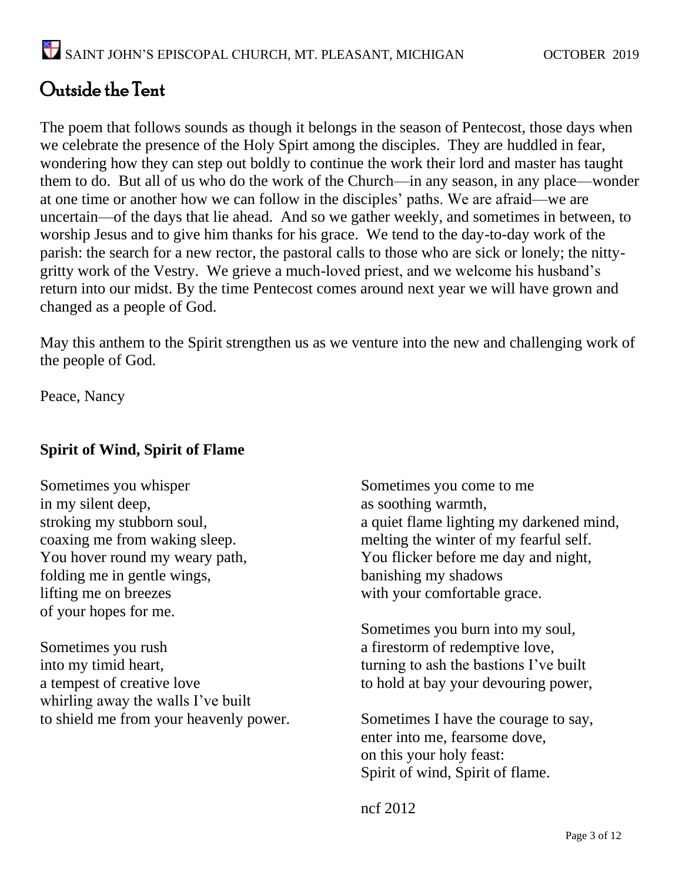# Outside the Tent

The poem that follows sounds as though it belongs in the season of Pentecost, those days when we celebrate the presence of the Holy Spirt among the disciples. They are huddled in fear, wondering how they can step out boldly to continue the work their lord and master has taught them to do. But all of us who do the work of the Church—in any season, in any place—wonder at one time or another how we can follow in the disciples' paths. We are afraid—we are uncertain—of the days that lie ahead. And so we gather weekly, and sometimes in between, to worship Jesus and to give him thanks for his grace. We tend to the day-to-day work of the parish: the search for a new rector, the pastoral calls to those who are sick or lonely; the nitty-gritty work of the Vestry. We grieve a much-loved priest, and we welcome his husband's return into our midst. By the time Pentecost comes around next year we will have grown and changed as a people of God.

May this anthem to the Spirit strengthen us as we venture into the new and challenging work of the people of God.

Peace, Nancy

**Spirit of Wind, Spirit of Flame**

Sometimes you whisper  
in my silent deep,  
stroking my stubborn soul,  
coaxing me from waking sleep.  
You hover round my weary path,  
folding me in gentle wings,  
lifting me on breezes  
of your hopes for me.

Sometimes you rush  
into my timid heart,  
a tempest of creative love  
whirling away the walls I've built  
to shield me from your heavenly power.

Sometimes you come to me  
as soothing warmth,  
a quiet flame lighting my darkened mind,  
melting the winter of my fearful self.  
You flicker before me day and night,  
banishing my shadows  
with your comfortable grace.

Sometimes you burn into my soul,  
a firestorm of redemptive love,  
turning to ash the bastions I've built  
to hold at bay your devouring power,

Sometimes I have the courage to say,  
enter into me, fearsome dove,  
on this your holy feast:  
Spirit of wind, Spirit of flame.

ncf 2012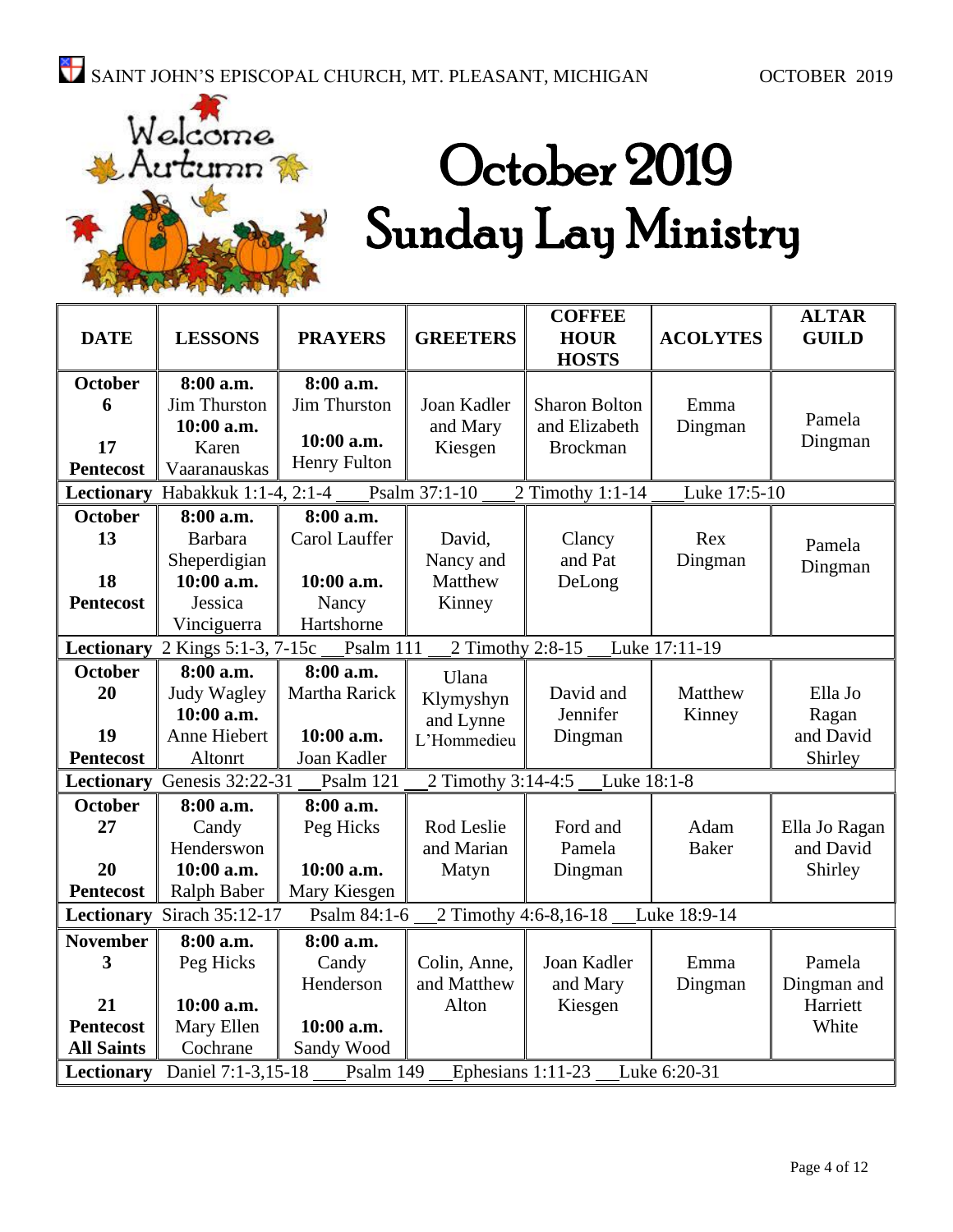SAINT JOHN'S EPISCOPAL CHURCH, MT. PLEASANT, MICHIGAN OCTOBER 2019

Welcome Autumn

# October 2019 Sunday Lay Ministry

| DATE | LESSONS | PRAYERS | GREETERS | COFFEE HOUR HOSTS | ACOLYTES | ALTAR GUILD |
|---|---|---|---|---|---|---|
| **October 6** **17 Pentecost** | **8:00 a.m.** Jim Thurston **10:00 a.m.** Karen Vaaranauskas | **8:00 a.m.** Jim Thurston **10:00 a.m.** Henry Fulton | Joan Kadler and Mary Kiesgen | Sharon Bolton and Elizabeth Brockman | Emma Dingman | Pamela Dingman |
| **Lectionary** Habakkuk 1:1-4, 2:1-4 ___Psalm 37:1-10 ___2 Timothy 1:1-14 ___Luke 17:5-10 | | | | | | |
| **October 13** **18 Pentecost** | **8:00 a.m.** Barbara Sheperdigian **10:00 a.m.** Jessica Vinciguerra | **8:00 a.m.** Carol Lauffer **10:00 a.m.** Nancy Hartshorne | David, Nancy and Matthew Kinney | Clancy and Pat DeLong | Rex Dingman | Pamela Dingman |
| **Lectionary** 2 Kings 5:1-3, 7-15c ___Psalm 111 ___2 Timothy 2:8-15 ___Luke 17:11-19 | | | | | | |
| **October 20** **19 Pentecost** | **8:00 a.m.** Judy Wagley **10:00 a.m.** Anne Hiebert Altonrt | **8:00 a.m.** Martha Rarick **10:00 a.m.** Joan Kadler | Ulana Klymyshyn and Lynne L'Hommedieu | David and Jennifer Dingman | Matthew Kinney | Ella Jo Ragan and David Shirley |
| **Lectionary** Genesis 32:22-31 ___Psalm 121 ___2 Timothy 3:14-4:5 ___Luke 18:1-8 | | | | | | |
| **October 27** **20 Pentecost** | **8:00 a.m.** Candy Henderswon **10:00 a.m.** Ralph Baber | **8:00 a.m.** Peg Hicks **10:00 a.m.** Mary Kiesgen | Rod Leslie and Marian Matyn | Ford and Pamela Dingman | Adam Baker | Ella Jo Ragan and David Shirley |
| **Lectionary** Sirach 35:12-17 ___Psalm 84:1-6 ___2 Timothy 4:6-8,16-18 ___Luke 18:9-14 | | | | | | |
| **November 3** **21 Pentecost** **All Saints** | **8:00 a.m.** Peg Hicks **10:00 a.m.** Mary Ellen Cochrane | **8:00 a.m.** Candy Henderson **10:00 a.m.** Sandy Wood | Colin, Anne, and Matthew Alton | Joan Kadler and Mary Kiesgen | Emma Dingman | Pamela Dingman and Harriett White |
| **Lectionary** Daniel 7:1-3,15-18 ___Psalm 149 ___Ephesians 1:11-23 ___Luke 6:20-31 | | | | | | |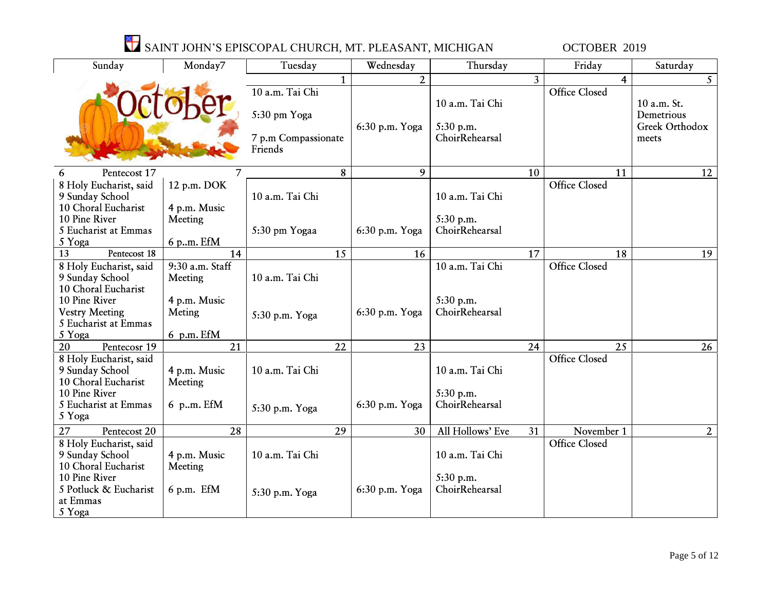# SAINT JOHN'S EPISCOPAL CHURCH, MT. PLEASANT, MICHIGAN — OCTOBER 2019

| Sunday | Monday7 | Tuesday | Wednesday | Thursday | Friday | Saturday |
|---|---|---|---|---|---|---|
| | | 1 | 2 | 3 | 4 | 5 |
| | | 10 a.m. Tai Chi<br><br>5:30 pm Yoga<br><br>7 p.m Compassionate Friends | 6:30 p.m. Yoga | 10 a.m. Tai Chi<br><br>5:30 p.m. ChoirRehearsal | Office Closed | 10 a.m. St. Demetrious Greek Orthodox meets |
| 6 Pentecost 17 | 7 | 8 | 9 | 10 | 11 | 12 |
| 8 Holy Eucharist, said<br>9 Sunday School<br>10 Choral Eucharist<br>10 Pine River<br>5 Eucharist at Emmas<br>5 Yoga | 12 p.m. DOK<br><br>4 p.m. Music Meeting<br><br>6 p..m. EfM | 10 a.m. Tai Chi<br><br>5:30 pm Yogaa | 6:30 p.m. Yoga | 10 a.m. Tai Chi<br><br>5:30 p.m. ChoirRehearsal | Office Closed | |
| 13 Pentecost 18 | 14 | 15 | 16 | 17 | 18 | 19 |
| 8 Holy Eucharist, said<br>9 Sunday School<br>10 Choral Eucharist<br>10 Pine River<br>Vestry Meeting<br>5 Eucharist at Emmas<br>5 Yoga | 9:30 a.m. Staff Meeting<br><br>4 p.m. Music Meting<br><br>6 p.m. EfM | 10 a.m. Tai Chi<br><br>5:30 p.m. Yoga | 6:30 p.m. Yoga | 10 a.m. Tai Chi<br><br>5:30 p.m. ChoirRehearsal | Office Closed | |
| 20 Pentecosr 19 | 21 | 22 | 23 | 24 | 25 | 26 |
| 8 Holy Eucharist, said<br>9 Sunday School<br>10 Choral Eucharist<br>10 Pine River<br>5 Eucharist at Emmas<br>5 Yoga | 4 p.m. Music Meeting<br><br>6 p..m. EfM | 10 a.m. Tai Chi<br><br>5:30 p.m. Yoga | 6:30 p.m. Yoga | 10 a.m. Tai Chi<br><br>5:30 p.m. ChoirRehearsal | Office Closed | |
| 27 Pentecost 20 | 28 | 29 | 30 | All Hollows' Eve 31 | November 1 | 2 |
| 8 Holy Eucharist, said<br>9 Sunday School<br>10 Choral Eucharist<br>10 Pine River<br>5 Potluck & Eucharist at Emmas<br>5 Yoga | 4 p.m. Music Meeting<br><br>6 p.m. EfM | 10 a.m. Tai Chi<br><br>5:30 p.m. Yoga | 6:30 p.m. Yoga | 10 a.m. Tai Chi<br><br>5:30 p.m. ChoirRehearsal | Office Closed | |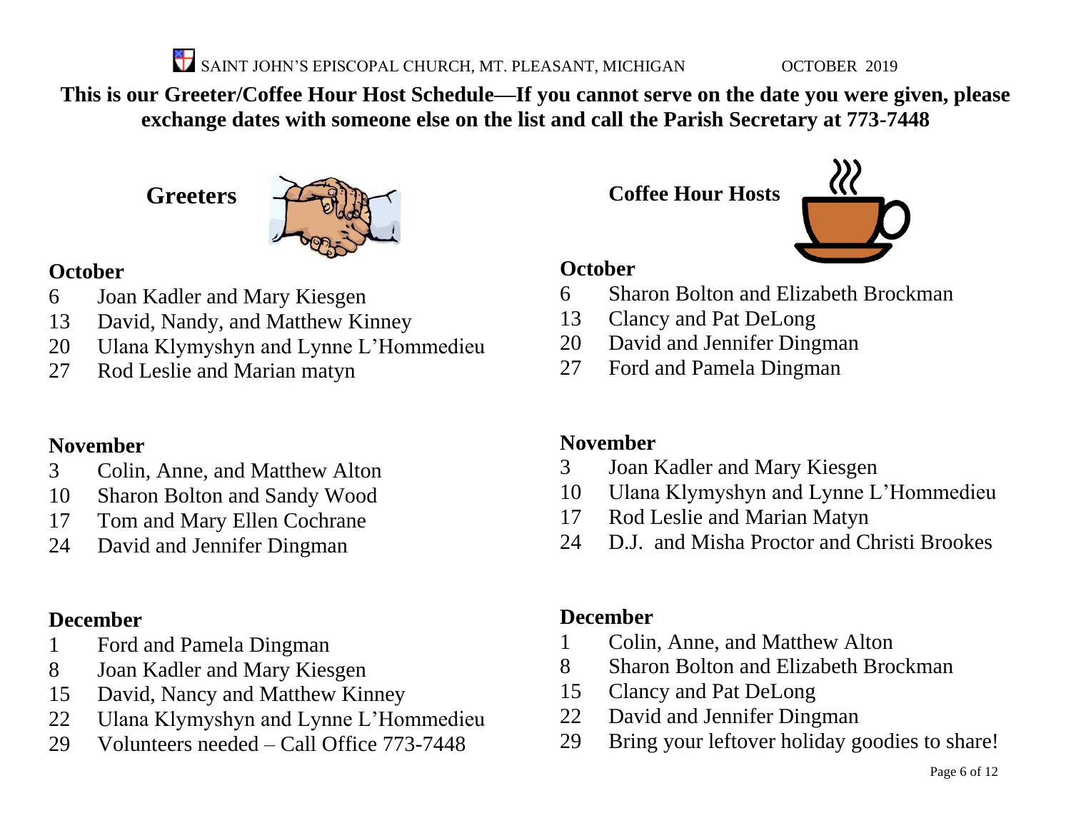**This is our Greeter/Coffee Hour Host Schedule—If you cannot serve on the date you were given, please exchange dates with someone else on the list and call the Parish Secretary at 773-7448**

## Greeters

**October**

6 Joan Kadler and Mary Kiesgen
13 David, Nandy, and Matthew Kinney
20 Ulana Klymyshyn and Lynne L'Hommedieu
27 Rod Leslie and Marian matyn

**November**

3 Colin, Anne, and Matthew Alton
10 Sharon Bolton and Sandy Wood
17 Tom and Mary Ellen Cochrane
24 David and Jennifer Dingman

**December**

1 Ford and Pamela Dingman
8 Joan Kadler and Mary Kiesgen
15 David, Nancy and Matthew Kinney
22 Ulana Klymyshyn and Lynne L'Hommedieu
29 Volunteers needed – Call Office 773-7448

## Coffee Hour Hosts

**October**

6 Sharon Bolton and Elizabeth Brockman
13 Clancy and Pat DeLong
20 David and Jennifer Dingman
27 Ford and Pamela Dingman

**November**

3 Joan Kadler and Mary Kiesgen
10 Ulana Klymyshyn and Lynne L'Hommedieu
17 Rod Leslie and Marian Matyn
24 D.J. and Misha Proctor and Christi Brookes

**December**

1 Colin, Anne, and Matthew Alton
8 Sharon Bolton and Elizabeth Brockman
15 Clancy and Pat DeLong
22 David and Jennifer Dingman
29 Bring your leftover holiday goodies to share!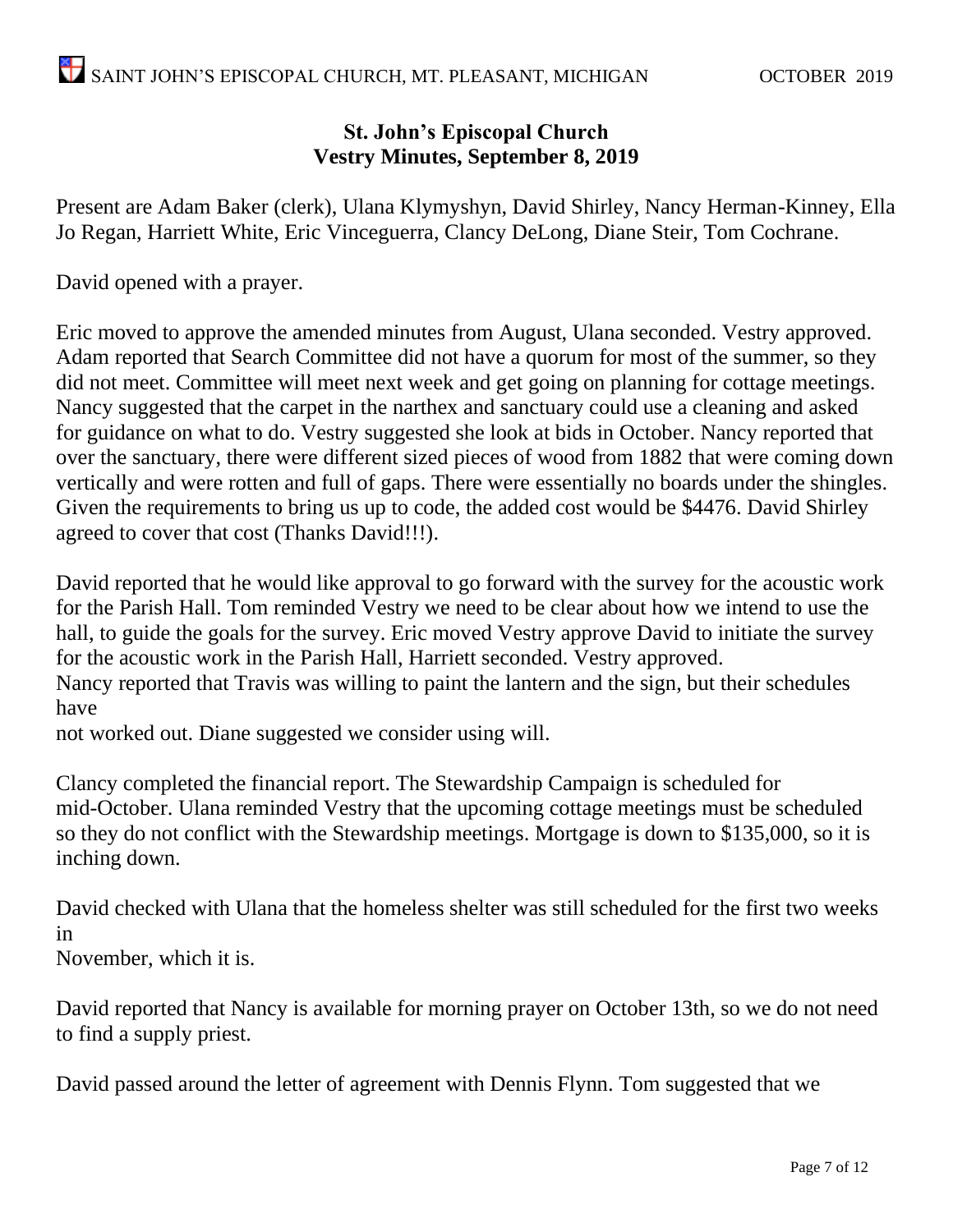## St. John's Episcopal Church
## Vestry Minutes, September 8, 2019

Present are Adam Baker (clerk), Ulana Klymyshyn, David Shirley, Nancy Herman-Kinney, Ella Jo Regan, Harriett White, Eric Vinceguerra, Clancy DeLong, Diane Steir, Tom Cochrane.

David opened with a prayer.

Eric moved to approve the amended minutes from August, Ulana seconded. Vestry approved. Adam reported that Search Committee did not have a quorum for most of the summer, so they did not meet. Committee will meet next week and get going on planning for cottage meetings. Nancy suggested that the carpet in the narthex and sanctuary could use a cleaning and asked for guidance on what to do. Vestry suggested she look at bids in October. Nancy reported that over the sanctuary, there were different sized pieces of wood from 1882 that were coming down vertically and were rotten and full of gaps. There were essentially no boards under the shingles. Given the requirements to bring us up to code, the added cost would be $4476. David Shirley agreed to cover that cost (Thanks David!!!).

David reported that he would like approval to go forward with the survey for the acoustic work for the Parish Hall. Tom reminded Vestry we need to be clear about how we intend to use the hall, to guide the goals for the survey. Eric moved Vestry approve David to initiate the survey for the acoustic work in the Parish Hall, Harriett seconded. Vestry approved.
Nancy reported that Travis was willing to paint the lantern and the sign, but their schedules have
not worked out. Diane suggested we consider using will.

Clancy completed the financial report. The Stewardship Campaign is scheduled for mid-October. Ulana reminded Vestry that the upcoming cottage meetings must be scheduled so they do not conflict with the Stewardship meetings. Mortgage is down to $135,000, so it is inching down.

David checked with Ulana that the homeless shelter was still scheduled for the first two weeks in
November, which it is.

David reported that Nancy is available for morning prayer on October 13th, so we do not need to find a supply priest.

David passed around the letter of agreement with Dennis Flynn. Tom suggested that we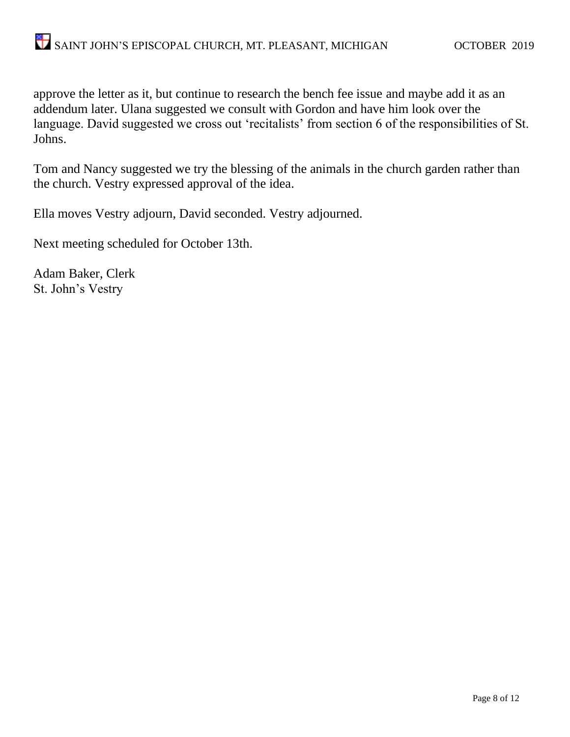approve the letter as it, but continue to research the bench fee issue and maybe add it as an addendum later. Ulana suggested we consult with Gordon and have him look over the language. David suggested we cross out 'recitalists' from section 6 of the responsibilities of St. Johns.

Tom and Nancy suggested we try the blessing of the animals in the church garden rather than the church. Vestry expressed approval of the idea.

Ella moves Vestry adjourn, David seconded. Vestry adjourned.

Next meeting scheduled for October 13th.

Adam Baker, Clerk
St. John's Vestry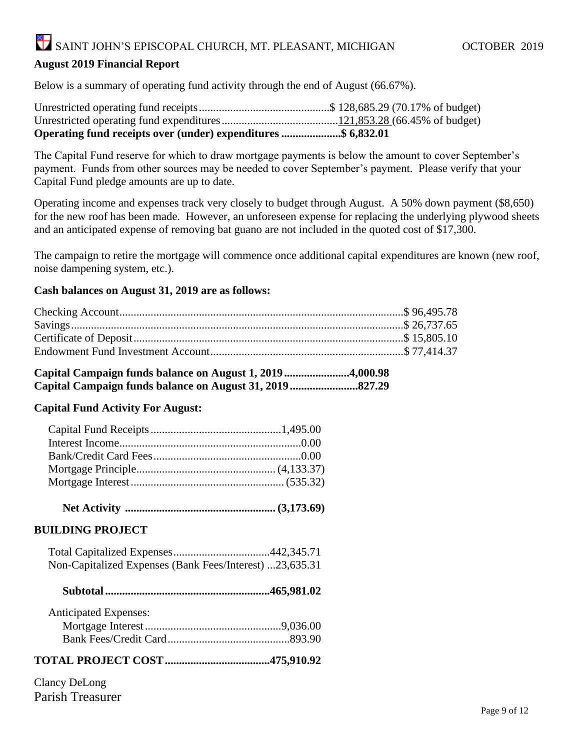## August 2019 Financial Report

Below is a summary of operating fund activity through the end of August (66.67%).

Unrestricted operating fund receipts.............................................$ 128,685.29 (70.17% of budget)
Unrestricted operating fund expenditures........................................121,853.28 (66.45% of budget)
**Operating fund receipts over (under) expenditures ....................$ 6,832.01**

The Capital Fund reserve for which to draw mortgage payments is below the amount to cover September's payment. Funds from other sources may be needed to cover September's payment. Please verify that your Capital Fund pledge amounts are up to date.

Operating income and expenses track very closely to budget through August. A 50% down payment ($8,650) for the new roof has been made. However, an unforeseen expense for replacing the underlying plywood sheets and an anticipated expense of removing bat guano are not included in the quoted cost of $17,300.

The campaign to retire the mortgage will commence once additional capital expenditures are known (new roof, noise dampening system, etc.).

**Cash balances on August 31, 2019 are as follows:**

Checking Account....................................................................................................$ 96,495.78
Savings.....................................................................................................................$ 26,737.65
Certificate of Deposit...............................................................................................$ 15,805.10
Endowment Fund Investment Account...................................................................$ 77,414.37

**Capital Campaign funds balance on August 1, 2019 .......................4,000.98**
**Capital Campaign funds balance on August 31, 2019 ........................827.29**

**Capital Fund Activity For August:**

Capital Fund Receipts.............................................1,495.00
Interest Income...............................................................0.00
Bank/Credit Card Fees...................................................0.00
Mortgage Principle................................................ (4,133.37)
Mortgage Interest..................................................... (535.32)

**Net Activity .................................................... (3,173.69)**

## BUILDING PROJECT

Total Capitalized Expenses..................................442,345.71
Non-Capitalized Expenses (Bank Fees/Interest) ...23,635.31

**Subtotal..........................................................465,981.02**

Anticipated Expenses:
Mortgage Interest................................................9,036.00
Bank Fees/Credit Card...........................................893.90

**TOTAL PROJECT COST....................................475,910.92**

Clancy DeLong
Parish Treasurer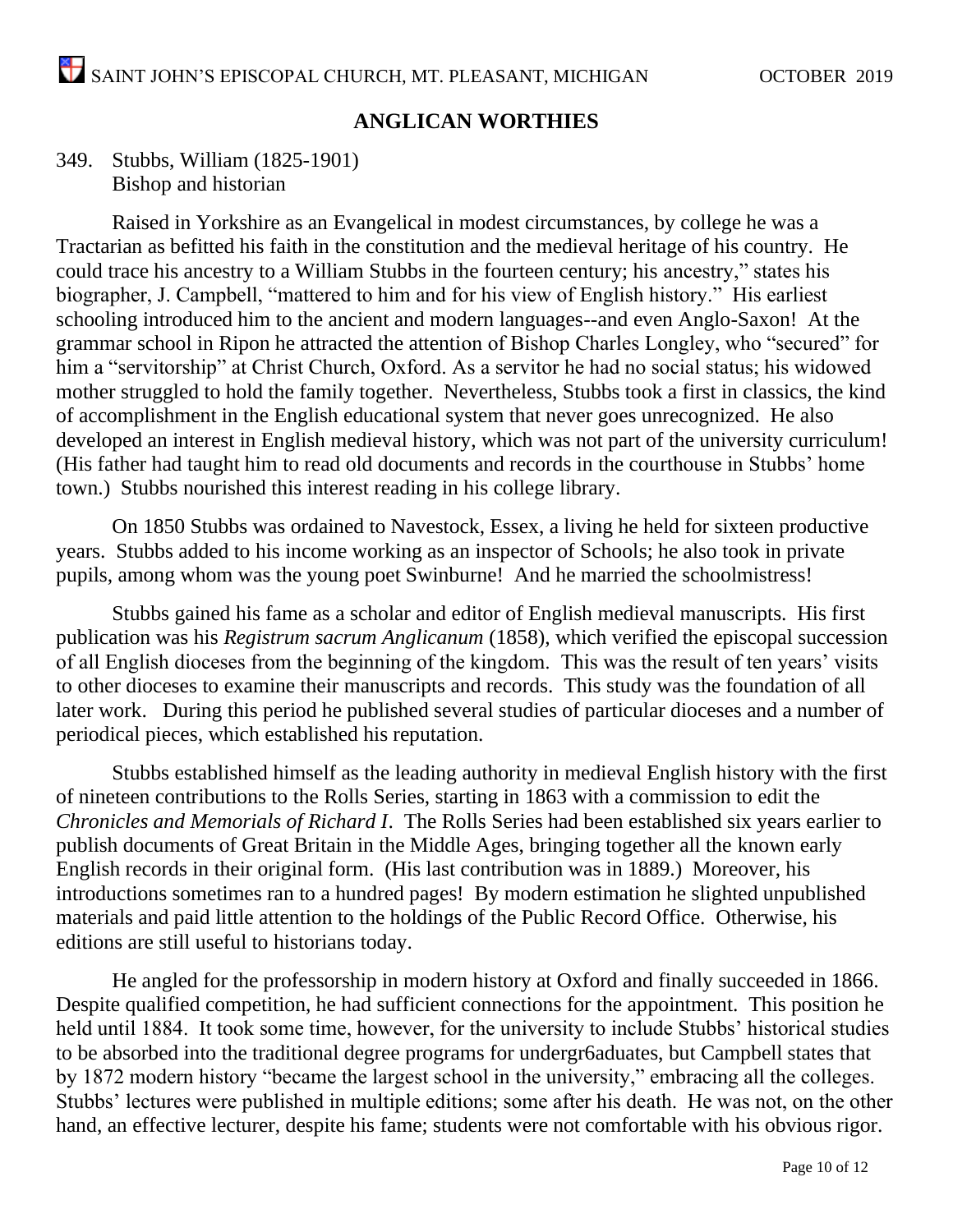## ANGLICAN WORTHIES

349. Stubbs, William (1825-1901)
Bishop and historian

Raised in Yorkshire as an Evangelical in modest circumstances, by college he was a Tractarian as befitted his faith in the constitution and the medieval heritage of his country. He could trace his ancestry to a William Stubbs in the fourteen century; his ancestry," states his biographer, J. Campbell, "mattered to him and for his view of English history." His earliest schooling introduced him to the ancient and modern languages--and even Anglo-Saxon! At the grammar school in Ripon he attracted the attention of Bishop Charles Longley, who "secured" for him a "servitorship" at Christ Church, Oxford. As a servitor he had no social status; his widowed mother struggled to hold the family together. Nevertheless, Stubbs took a first in classics, the kind of accomplishment in the English educational system that never goes unrecognized. He also developed an interest in English medieval history, which was not part of the university curriculum! (His father had taught him to read old documents and records in the courthouse in Stubbs' home town.) Stubbs nourished this interest reading in his college library.

On 1850 Stubbs was ordained to Navestock, Essex, a living he held for sixteen productive years. Stubbs added to his income working as an inspector of Schools; he also took in private pupils, among whom was the young poet Swinburne! And he married the schoolmistress!

Stubbs gained his fame as a scholar and editor of English medieval manuscripts. His first publication was his *Registrum sacrum Anglicanum* (1858), which verified the episcopal succession of all English dioceses from the beginning of the kingdom. This was the result of ten years' visits to other dioceses to examine their manuscripts and records. This study was the foundation of all later work. During this period he published several studies of particular dioceses and a number of periodical pieces, which established his reputation.

Stubbs established himself as the leading authority in medieval English history with the first of nineteen contributions to the Rolls Series, starting in 1863 with a commission to edit the *Chronicles and Memorials of Richard I*. The Rolls Series had been established six years earlier to publish documents of Great Britain in the Middle Ages, bringing together all the known early English records in their original form. (His last contribution was in 1889.) Moreover, his introductions sometimes ran to a hundred pages! By modern estimation he slighted unpublished materials and paid little attention to the holdings of the Public Record Office. Otherwise, his editions are still useful to historians today.

He angled for the professorship in modern history at Oxford and finally succeeded in 1866. Despite qualified competition, he had sufficient connections for the appointment. This position he held until 1884. It took some time, however, for the university to include Stubbs' historical studies to be absorbed into the traditional degree programs for undergr6aduates, but Campbell states that by 1872 modern history "became the largest school in the university," embracing all the colleges. Stubbs' lectures were published in multiple editions; some after his death. He was not, on the other hand, an effective lecturer, despite his fame; students were not comfortable with his obvious rigor.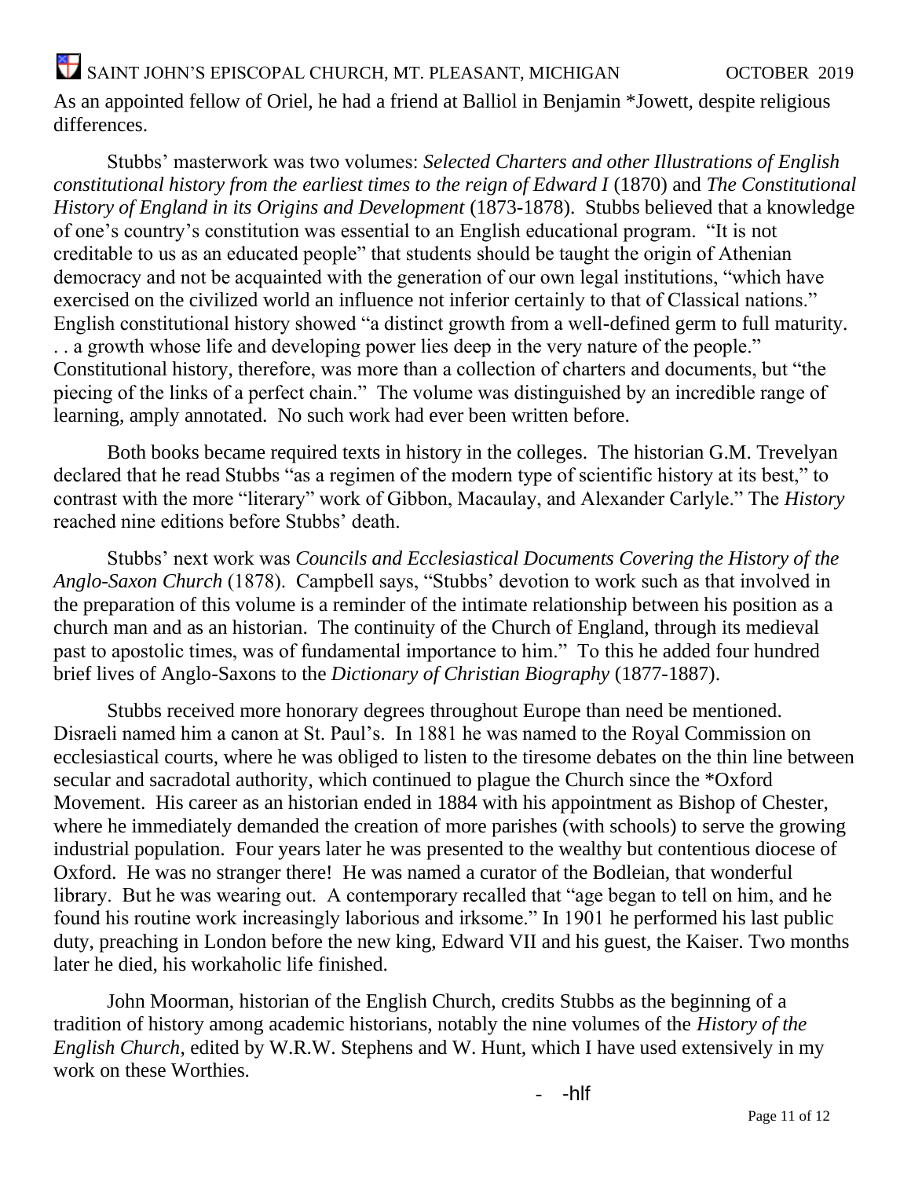As an appointed fellow of Oriel, he had a friend at Balliol in Benjamin *Jowett, despite religious differences.

Stubbs' masterwork was two volumes: *Selected Charters and other Illustrations of English constitutional history from the earliest times to the reign of Edward I* (1870) and *The Constitutional History of England in its Origins and Development* (1873-1878). Stubbs believed that a knowledge of one's country's constitution was essential to an English educational program. "It is not creditable to us as an educated people" that students should be taught the origin of Athenian democracy and not be acquainted with the generation of our own legal institutions, "which have exercised on the civilized world an influence not inferior certainly to that of Classical nations." English constitutional history showed "a distinct growth from a well-defined germ to full maturity. . . a growth whose life and developing power lies deep in the very nature of the people." Constitutional history, therefore, was more than a collection of charters and documents, but "the piecing of the links of a perfect chain." The volume was distinguished by an incredible range of learning, amply annotated. No such work had ever been written before.

Both books became required texts in history in the colleges. The historian G.M. Trevelyan declared that he read Stubbs "as a regimen of the modern type of scientific history at its best," to contrast with the more "literary" work of Gibbon, Macaulay, and Alexander Carlyle." The *History* reached nine editions before Stubbs' death.

Stubbs' next work was *Councils and Ecclesiastical Documents Covering the History of the Anglo-Saxon Church* (1878). Campbell says, "Stubbs' devotion to work such as that involved in the preparation of this volume is a reminder of the intimate relationship between his position as a church man and as an historian. The continuity of the Church of England, through its medieval past to apostolic times, was of fundamental importance to him." To this he added four hundred brief lives of Anglo-Saxons to the *Dictionary of Christian Biography* (1877-1887).

Stubbs received more honorary degrees throughout Europe than need be mentioned. Disraeli named him a canon at St. Paul's. In 1881 he was named to the Royal Commission on ecclesiastical courts, where he was obliged to listen to the tiresome debates on the thin line between secular and sacradotal authority, which continued to plague the Church since the *Oxford Movement. His career as an historian ended in 1884 with his appointment as Bishop of Chester, where he immediately demanded the creation of more parishes (with schools) to serve the growing industrial population. Four years later he was presented to the wealthy but contentious diocese of Oxford. He was no stranger there! He was named a curator of the Bodleian, that wonderful library. But he was wearing out. A contemporary recalled that "age began to tell on him, and he found his routine work increasingly laborious and irksome." In 1901 he performed his last public duty, preaching in London before the new king, Edward VII and his guest, the Kaiser. Two months later he died, his workaholic life finished.

John Moorman, historian of the English Church, credits Stubbs as the beginning of a tradition of history among academic historians, notably the nine volumes of the *History of the English Church,* edited by W.R.W. Stephens and W. Hunt, which I have used extensively in my work on these Worthies.

- -hlf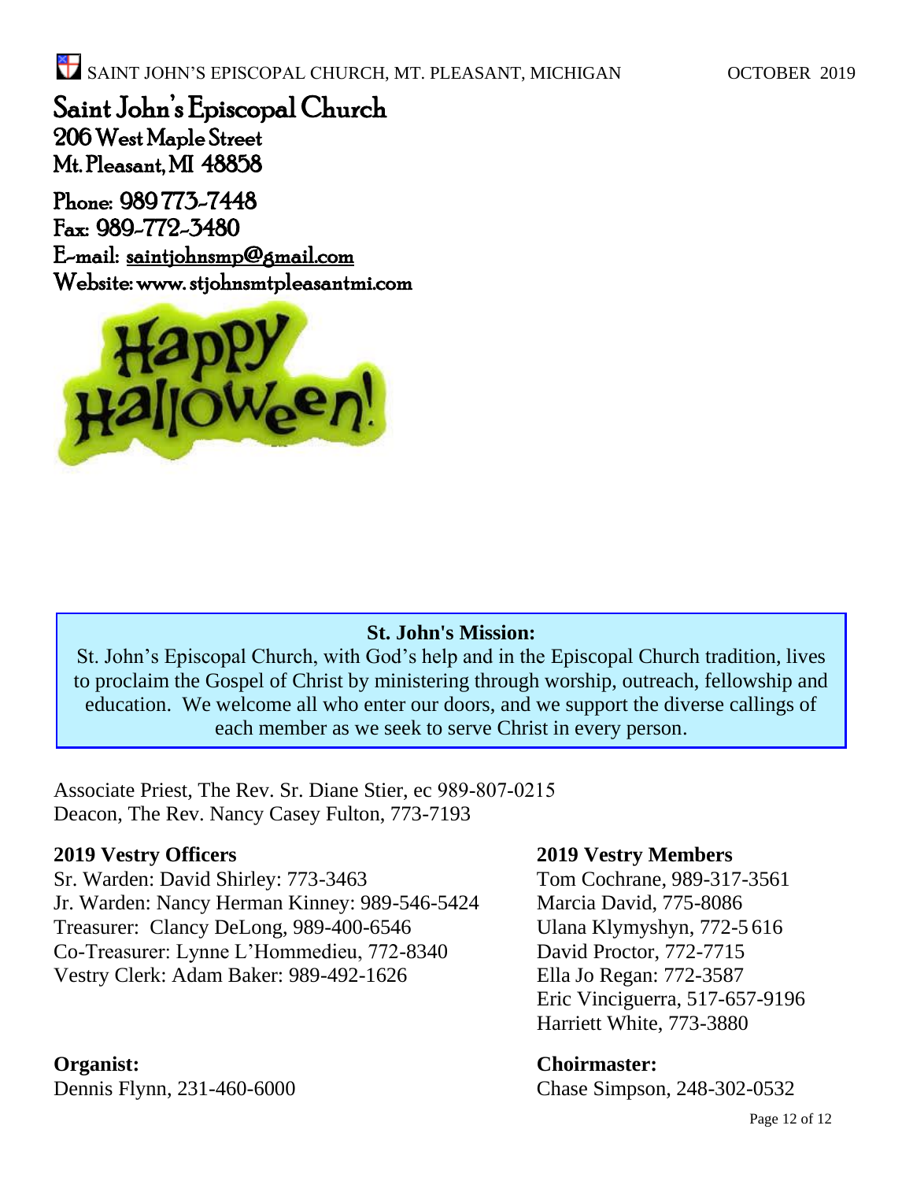# Saint John's Episcopal Church

206 West Maple Street
Mt. Pleasant, MI 48858

Phone: 989 773-7448
Fax: 989-772-3480
E-mail: saintjohnsmp@gmail.com
Website: www. stjohnsmtpleasantmi.com

Happy Halloween!

**St. John's Mission:**

St. John's Episcopal Church, with God's help and in the Episcopal Church tradition, lives to proclaim the Gospel of Christ by ministering through worship, outreach, fellowship and education. We welcome all who enter our doors, and we support the diverse callings of each member as we seek to serve Christ in every person.

Associate Priest, The Rev. Sr. Diane Stier, ec 989-807-0215
Deacon, The Rev. Nancy Casey Fulton, 773-7193

**2019 Vestry Officers**

Sr. Warden: David Shirley: 773-3463
Jr. Warden: Nancy Herman Kinney: 989-546-5424
Treasurer: Clancy DeLong, 989-400-6546
Co-Treasurer: Lynne L'Hommedieu, 772-8340
Vestry Clerk: Adam Baker: 989-492-1626

**2019 Vestry Members**

Tom Cochrane, 989-317-3561
Marcia David, 775-8086
Ulana Klymyshyn, 772-5 616
David Proctor, 772-7715
Ella Jo Regan: 772-3587
Eric Vinciguerra, 517-657-9196
Harriett White, 773-3880

**Organist:**
Dennis Flynn, 231-460-6000

**Choirmaster:**
Chase Simpson, 248-302-0532